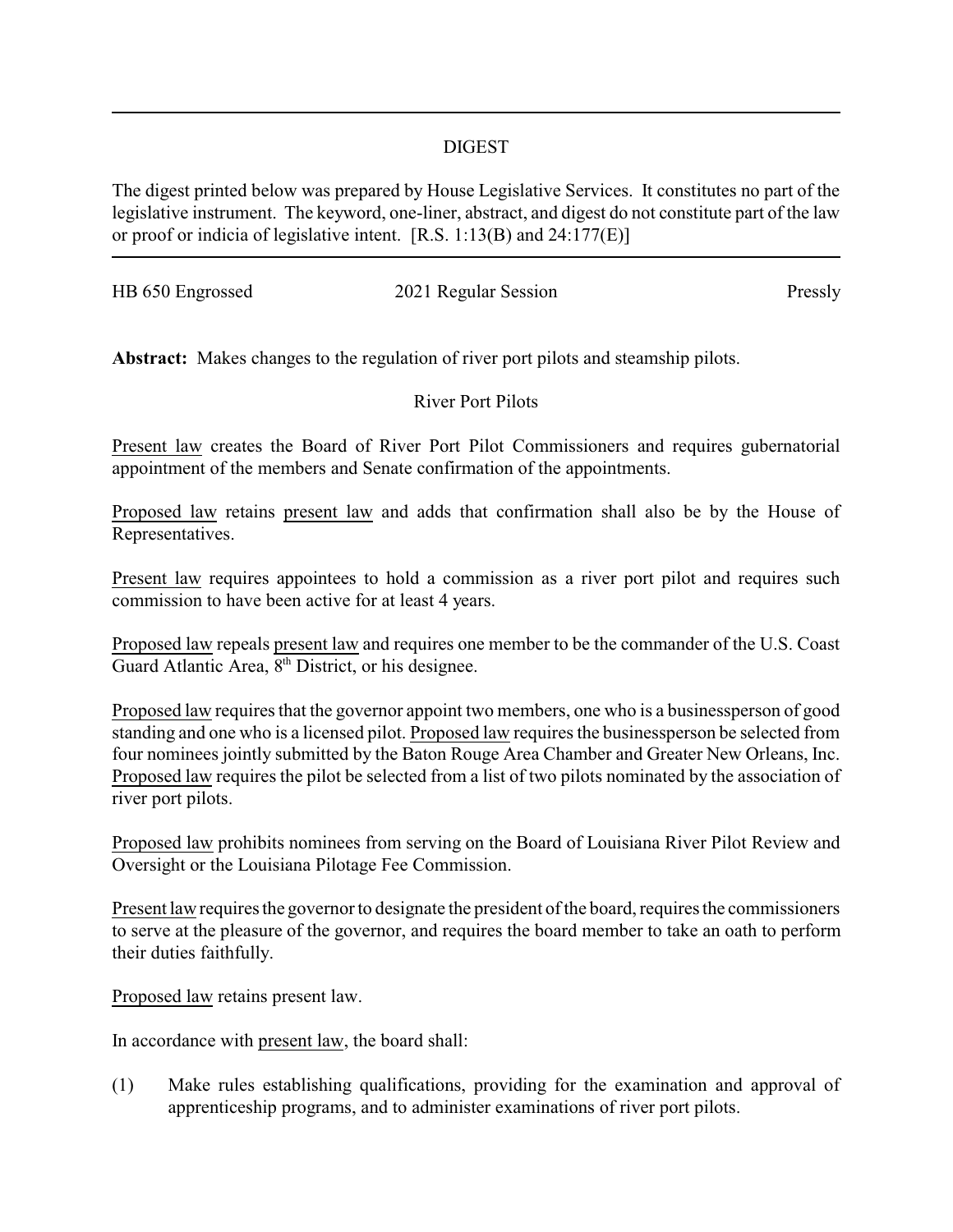# DIGEST

The digest printed below was prepared by House Legislative Services. It constitutes no part of the legislative instrument. The keyword, one-liner, abstract, and digest do not constitute part of the law or proof or indicia of legislative intent. [R.S. 1:13(B) and 24:177(E)]

HB 650 Engrossed 2021 Regular Session Pressly

**Abstract:** Makes changes to the regulation of river port pilots and steamship pilots.

## River Port Pilots

Present law creates the Board of River Port Pilot Commissioners and requires gubernatorial appointment of the members and Senate confirmation of the appointments.

Proposed law retains present law and adds that confirmation shall also be by the House of Representatives.

Present law requires appointees to hold a commission as a river port pilot and requires such commission to have been active for at least 4 years.

Proposed law repeals present law and requires one member to be the commander of the U.S. Coast Guard Atlantic Area, 8th District, or his designee.

Proposed law requires that the governor appoint two members, one who is a businessperson of good standing and one who is a licensed pilot. Proposed law requires the businessperson be selected from four nominees jointly submitted by the Baton Rouge Area Chamber and Greater New Orleans, Inc. Proposed law requires the pilot be selected from a list of two pilots nominated by the association of river port pilots.

Proposed law prohibits nominees from serving on the Board of Louisiana River Pilot Review and Oversight or the Louisiana Pilotage Fee Commission.

Present law requires the governor to designate the president of the board, requires the commissioners to serve at the pleasure of the governor, and requires the board member to take an oath to perform their duties faithfully.

Proposed law retains present law.

In accordance with present law, the board shall:

(1) Make rules establishing qualifications, providing for the examination and approval of apprenticeship programs, and to administer examinations of river port pilots.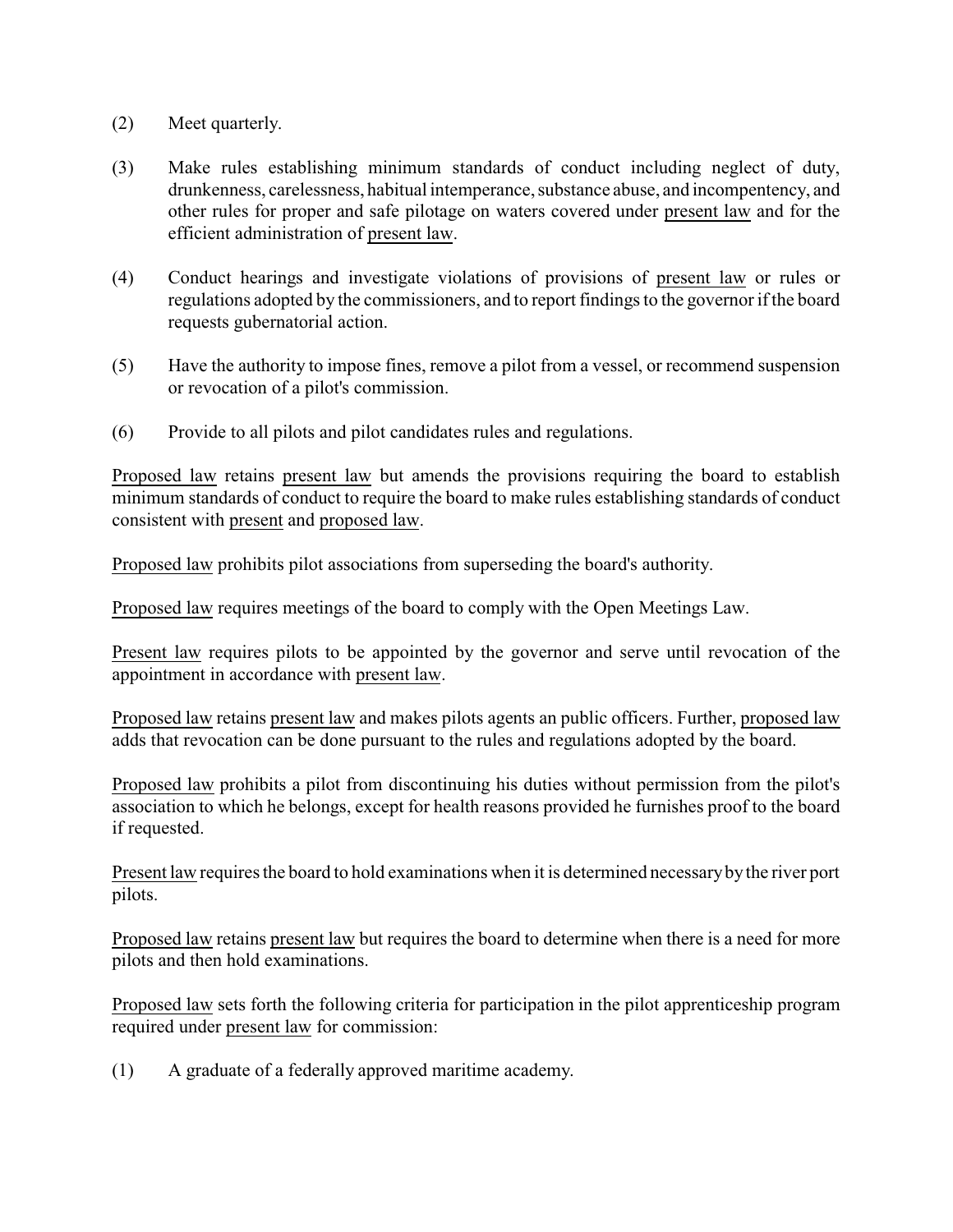(2) Meet quarterly.

(3) Make rules establishing minimum standards of conduct including neglect of duty, drunkenness, carelessness, habitual intemperance, substance abuse, and incompentency, and other rules for proper and safe pilotage on waters covered under present law and for the efficient administration of present law.

(4) Conduct hearings and investigate violations of provisions of present law or rules or regulations adopted by the commissioners, and to report findings to the governor if the board requests gubernatorial action.

(5) Have the authority to impose fines, remove a pilot from a vessel, or recommend suspension or revocation of a pilot's commission.

(6) Provide to all pilots and pilot candidates rules and regulations.

Proposed law retains present law but amends the provisions requiring the board to establish minimum standards of conduct to require the board to make rules establishing standards of conduct consistent with present and proposed law.

Proposed law prohibits pilot associations from superseding the board's authority.

Proposed law requires meetings of the board to comply with the Open Meetings Law.

Present law requires pilots to be appointed by the governor and serve until revocation of the appointment in accordance with present law.

Proposed law retains present law and makes pilots agents an public officers. Further, proposed law adds that revocation can be done pursuant to the rules and regulations adopted by the board.

Proposed law prohibits a pilot from discontinuing his duties without permission from the pilot's association to which he belongs, except for health reasons provided he furnishes proof to the board if requested.

Present law requires the board to hold examinations when it is determined necessary by the river port pilots.

Proposed law retains present law but requires the board to determine when there is a need for more pilots and then hold examinations.

Proposed law sets forth the following criteria for participation in the pilot apprenticeship program required under present law for commission:

(1) A graduate of a federally approved maritime academy.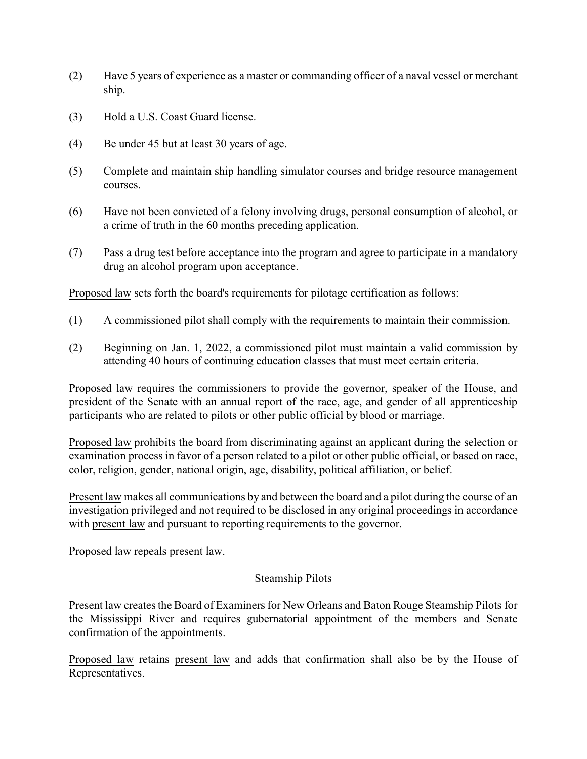(2) Have 5 years of experience as a master or commanding officer of a naval vessel or merchant ship.

(3) Hold a U.S. Coast Guard license.

(4) Be under 45 but at least 30 years of age.

(5) Complete and maintain ship handling simulator courses and bridge resource management courses.

(6) Have not been convicted of a felony involving drugs, personal consumption of alcohol, or a crime of truth in the 60 months preceding application.

(7) Pass a drug test before acceptance into the program and agree to participate in a mandatory drug an alcohol program upon acceptance.

Proposed law sets forth the board's requirements for pilotage certification as follows:

(1) A commissioned pilot shall comply with the requirements to maintain their commission.

(2) Beginning on Jan. 1, 2022, a commissioned pilot must maintain a valid commission by attending 40 hours of continuing education classes that must meet certain criteria.

Proposed law requires the commissioners to provide the governor, speaker of the House, and president of the Senate with an annual report of the race, age, and gender of all apprenticeship participants who are related to pilots or other public official by blood or marriage.

Proposed law prohibits the board from discriminating against an applicant during the selection or examination process in favor of a person related to a pilot or other public official, or based on race, color, religion, gender, national origin, age, disability, political affiliation, or belief.

Present law makes all communications by and between the board and a pilot during the course of an investigation privileged and not required to be disclosed in any original proceedings in accordance with present law and pursuant to reporting requirements to the governor.

Proposed law repeals present law.

## Steamship Pilots

Present law creates the Board of Examiners for New Orleans and Baton Rouge Steamship Pilots for the Mississippi River and requires gubernatorial appointment of the members and Senate confirmation of the appointments.

Proposed law retains present law and adds that confirmation shall also be by the House of Representatives.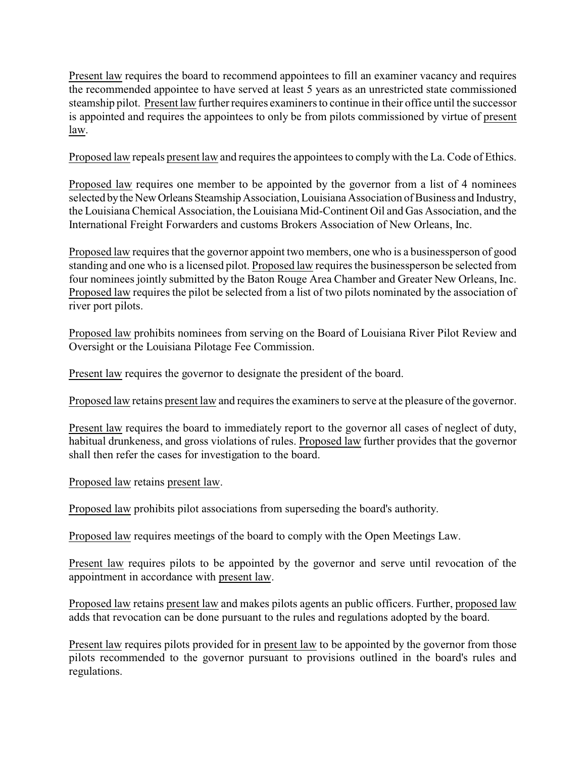Present law requires the board to recommend appointees to fill an examiner vacancy and requires the recommended appointee to have served at least 5 years as an unrestricted state commissioned steamship pilot. Present law further requires examiners to continue in their office until the successor is appointed and requires the appointees to only be from pilots commissioned by virtue of present law.

Proposed law repeals present law and requires the appointees to comply with the La. Code of Ethics.

Proposed law requires one member to be appointed by the governor from a list of 4 nominees selected by the New Orleans Steamship Association, Louisiana Association of Business and Industry, the Louisiana Chemical Association, the Louisiana Mid-Continent Oil and Gas Association, and the International Freight Forwarders and customs Brokers Association of New Orleans, Inc.

Proposed law requires that the governor appoint two members, one who is a businessperson of good standing and one who is a licensed pilot. Proposed law requires the businessperson be selected from four nominees jointly submitted by the Baton Rouge Area Chamber and Greater New Orleans, Inc. Proposed law requires the pilot be selected from a list of two pilots nominated by the association of river port pilots.

Proposed law prohibits nominees from serving on the Board of Louisiana River Pilot Review and Oversight or the Louisiana Pilotage Fee Commission.

Present law requires the governor to designate the president of the board.

Proposed law retains present law and requires the examiners to serve at the pleasure of the governor.

Present law requires the board to immediately report to the governor all cases of neglect of duty, habitual drunkeness, and gross violations of rules. Proposed law further provides that the governor shall then refer the cases for investigation to the board.

Proposed law retains present law.

Proposed law prohibits pilot associations from superseding the board's authority.

Proposed law requires meetings of the board to comply with the Open Meetings Law.

Present law requires pilots to be appointed by the governor and serve until revocation of the appointment in accordance with present law.

Proposed law retains present law and makes pilots agents an public officers. Further, proposed law adds that revocation can be done pursuant to the rules and regulations adopted by the board.

Present law requires pilots provided for in present law to be appointed by the governor from those pilots recommended to the governor pursuant to provisions outlined in the board's rules and regulations.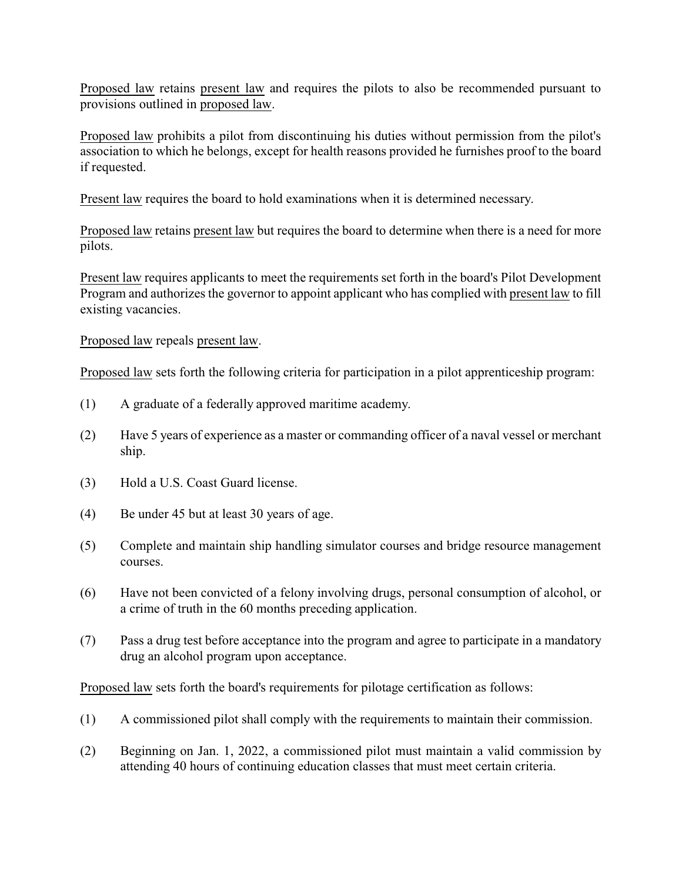Proposed law retains present law and requires the pilots to also be recommended pursuant to provisions outlined in proposed law.

Proposed law prohibits a pilot from discontinuing his duties without permission from the pilot's association to which he belongs, except for health reasons provided he furnishes proof to the board if requested.

Present law requires the board to hold examinations when it is determined necessary.

Proposed law retains present law but requires the board to determine when there is a need for more pilots.

Present law requires applicants to meet the requirements set forth in the board's Pilot Development Program and authorizes the governor to appoint applicant who has complied with present law to fill existing vacancies.

Proposed law repeals present law.

Proposed law sets forth the following criteria for participation in a pilot apprenticeship program:

(1) A graduate of a federally approved maritime academy.

(2) Have 5 years of experience as a master or commanding officer of a naval vessel or merchant ship.

(3) Hold a U.S. Coast Guard license.

(4) Be under 45 but at least 30 years of age.

(5) Complete and maintain ship handling simulator courses and bridge resource management courses.

(6) Have not been convicted of a felony involving drugs, personal consumption of alcohol, or a crime of truth in the 60 months preceding application.

(7) Pass a drug test before acceptance into the program and agree to participate in a mandatory drug an alcohol program upon acceptance.

Proposed law sets forth the board's requirements for pilotage certification as follows:

(1) A commissioned pilot shall comply with the requirements to maintain their commission.

(2) Beginning on Jan. 1, 2022, a commissioned pilot must maintain a valid commission by attending 40 hours of continuing education classes that must meet certain criteria.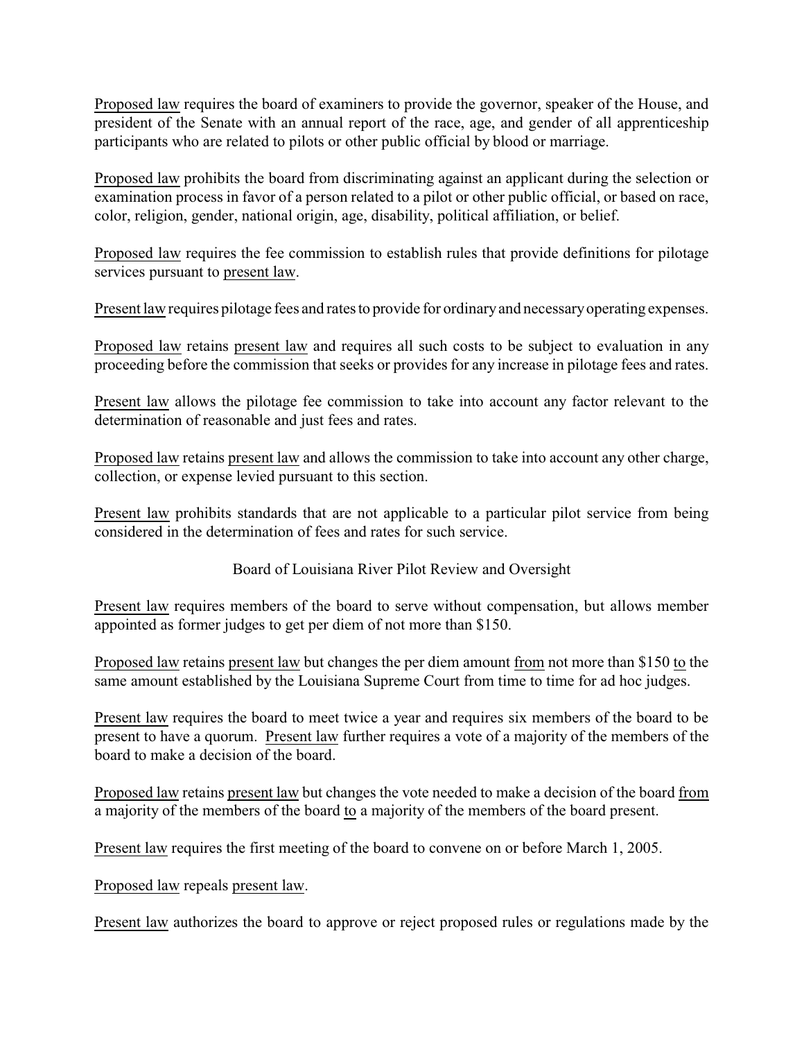Proposed law requires the board of examiners to provide the governor, speaker of the House, and president of the Senate with an annual report of the race, age, and gender of all apprenticeship participants who are related to pilots or other public official by blood or marriage.

Proposed law prohibits the board from discriminating against an applicant during the selection or examination process in favor of a person related to a pilot or other public official, or based on race, color, religion, gender, national origin, age, disability, political affiliation, or belief.

Proposed law requires the fee commission to establish rules that provide definitions for pilotage services pursuant to present law.

Present law requires pilotage fees and rates to provide for ordinary and necessary operating expenses.

Proposed law retains present law and requires all such costs to be subject to evaluation in any proceeding before the commission that seeks or provides for any increase in pilotage fees and rates.

Present law allows the pilotage fee commission to take into account any factor relevant to the determination of reasonable and just fees and rates.

Proposed law retains present law and allows the commission to take into account any other charge, collection, or expense levied pursuant to this section.

Present law prohibits standards that are not applicable to a particular pilot service from being considered in the determination of fees and rates for such service.

Board of Louisiana River Pilot Review and Oversight

Present law requires members of the board to serve without compensation, but allows member appointed as former judges to get per diem of not more than $150.

Proposed law retains present law but changes the per diem amount from not more than $150 to the same amount established by the Louisiana Supreme Court from time to time for ad hoc judges.

Present law requires the board to meet twice a year and requires six members of the board to be present to have a quorum. Present law further requires a vote of a majority of the members of the board to make a decision of the board.

Proposed law retains present law but changes the vote needed to make a decision of the board from a majority of the members of the board to a majority of the members of the board present.

Present law requires the first meeting of the board to convene on or before March 1, 2005.

Proposed law repeals present law.

Present law authorizes the board to approve or reject proposed rules or regulations made by the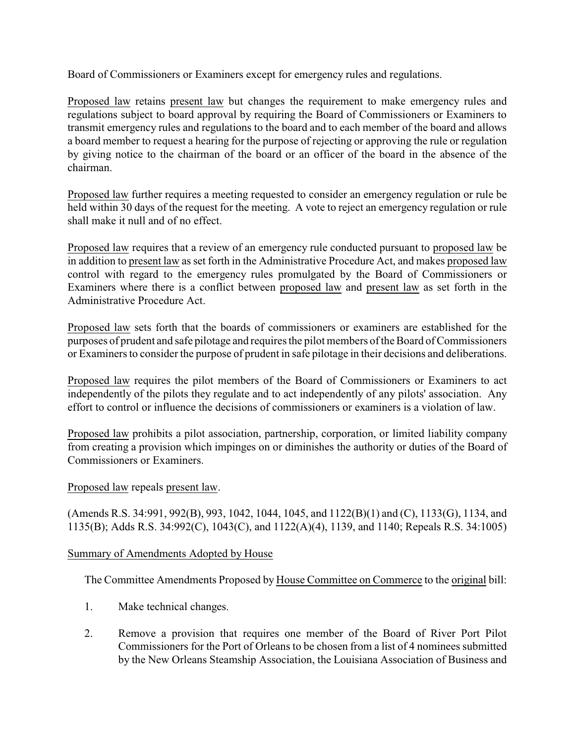Board of Commissioners or Examiners except for emergency rules and regulations.

Proposed law retains present law but changes the requirement to make emergency rules and regulations subject to board approval by requiring the Board of Commissioners or Examiners to transmit emergency rules and regulations to the board and to each member of the board and allows a board member to request a hearing for the purpose of rejecting or approving the rule or regulation by giving notice to the chairman of the board or an officer of the board in the absence of the chairman.

Proposed law further requires a meeting requested to consider an emergency regulation or rule be held within 30 days of the request for the meeting. A vote to reject an emergency regulation or rule shall make it null and of no effect.

Proposed law requires that a review of an emergency rule conducted pursuant to proposed law be in addition to present law as set forth in the Administrative Procedure Act, and makes proposed law control with regard to the emergency rules promulgated by the Board of Commissioners or Examiners where there is a conflict between proposed law and present law as set forth in the Administrative Procedure Act.

Proposed law sets forth that the boards of commissioners or examiners are established for the purposes of prudent and safe pilotage and requires the pilot members of the Board of Commissioners or Examiners to consider the purpose of prudent in safe pilotage in their decisions and deliberations.

Proposed law requires the pilot members of the Board of Commissioners or Examiners to act independently of the pilots they regulate and to act independently of any pilots' association. Any effort to control or influence the decisions of commissioners or examiners is a violation of law.

Proposed law prohibits a pilot association, partnership, corporation, or limited liability company from creating a provision which impinges on or diminishes the authority or duties of the Board of Commissioners or Examiners.

Proposed law repeals present law.

(Amends R.S. 34:991, 992(B), 993, 1042, 1044, 1045, and 1122(B)(1) and (C), 1133(G), 1134, and 1135(B); Adds R.S. 34:992(C), 1043(C), and 1122(A)(4), 1139, and 1140; Repeals R.S. 34:1005)

Summary of Amendments Adopted by House

The Committee Amendments Proposed by House Committee on Commerce to the original bill:

1. Make technical changes.

2. Remove a provision that requires one member of the Board of River Port Pilot Commissioners for the Port of Orleans to be chosen from a list of 4 nominees submitted by the New Orleans Steamship Association, the Louisiana Association of Business and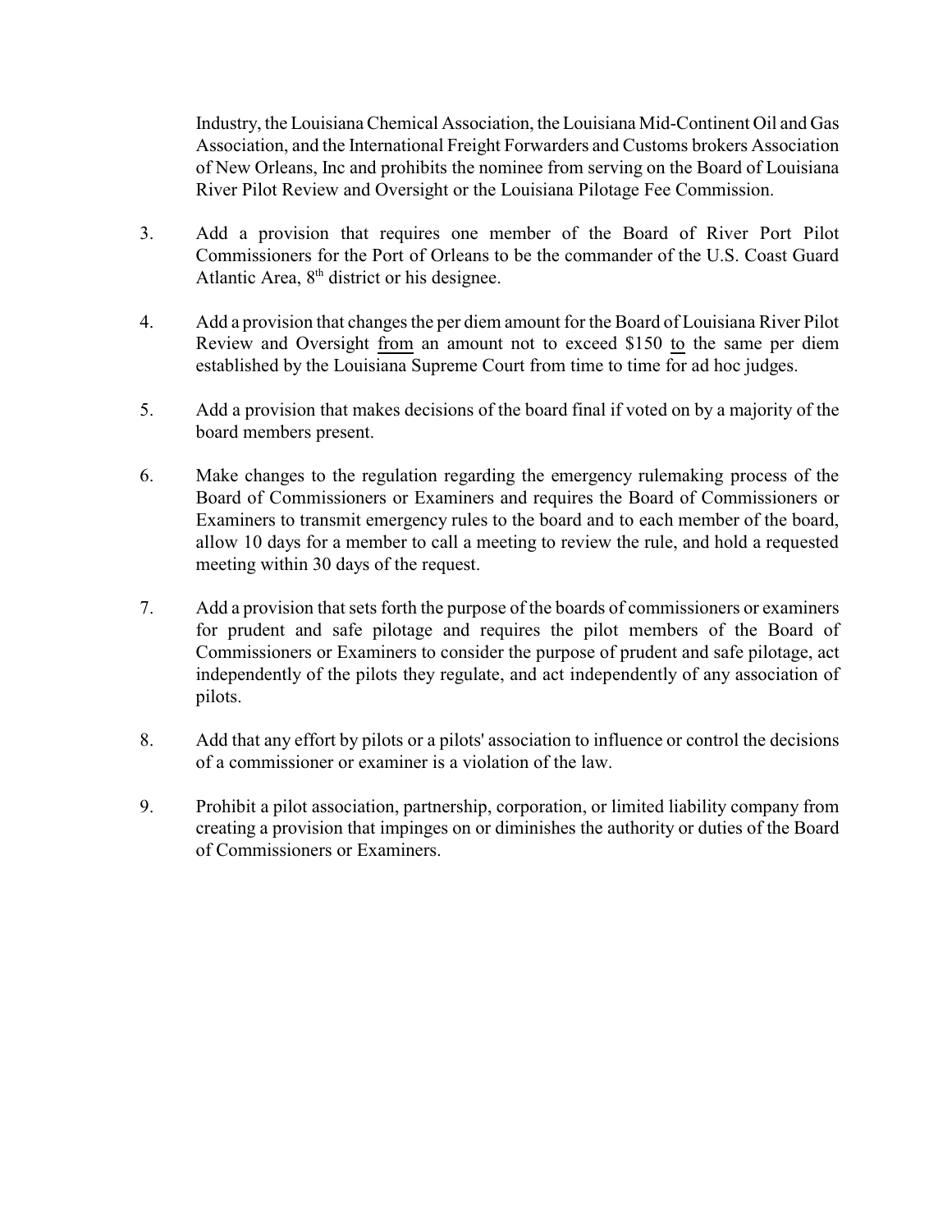Industry, the Louisiana Chemical Association, the Louisiana Mid-Continent Oil and Gas Association, and the International Freight Forwarders and Customs brokers Association of New Orleans, Inc and prohibits the nominee from serving on the Board of Louisiana River Pilot Review and Oversight or the Louisiana Pilotage Fee Commission.

3. Add a provision that requires one member of the Board of River Port Pilot Commissioners for the Port of Orleans to be the commander of the U.S. Coast Guard Atlantic Area, 8th district or his designee.

4. Add a provision that changes the per diem amount for the Board of Louisiana River Pilot Review and Oversight <u>from</u> an amount not to exceed $150 <u>to</u> the same per diem established by the Louisiana Supreme Court from time to time for ad hoc judges.

5. Add a provision that makes decisions of the board final if voted on by a majority of the board members present.

6. Make changes to the regulation regarding the emergency rulemaking process of the Board of Commissioners or Examiners and requires the Board of Commissioners or Examiners to transmit emergency rules to the board and to each member of the board, allow 10 days for a member to call a meeting to review the rule, and hold a requested meeting within 30 days of the request.

7. Add a provision that sets forth the purpose of the boards of commissioners or examiners for prudent and safe pilotage and requires the pilot members of the Board of Commissioners or Examiners to consider the purpose of prudent and safe pilotage, act independently of the pilots they regulate, and act independently of any association of pilots.

8. Add that any effort by pilots or a pilots' association to influence or control the decisions of a commissioner or examiner is a violation of the law.

9. Prohibit a pilot association, partnership, corporation, or limited liability company from creating a provision that impinges on or diminishes the authority or duties of the Board of Commissioners or Examiners.